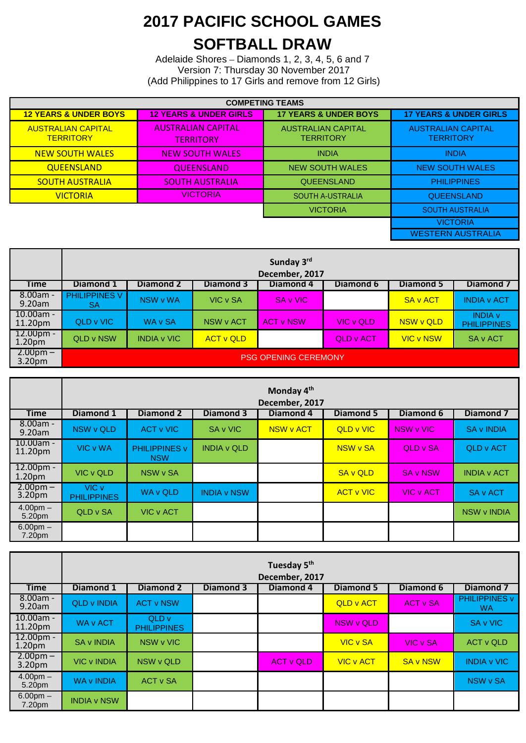# 2017 PACIFIC SCHOOL GAMES

# SOFTBALL DRAW

Adelaide Shores – Diamonds 1, 2, 3, 4, 5, 6 and 7
Version 7: Thursday 30 November 2017
(Add Philippines to 17 Girls and remove from 12 Girls)

| COMPETING TEAMS | | | |
|---|---|---|---|
| **12 YEARS & UNDER BOYS** | **12 YEARS & UNDER GIRLS** | **17 YEARS & UNDER BOYS** | **17 YEARS & UNDER GIRLS** |
| AUSTRALIAN CAPITAL TERRITORY | AUSTRALIAN CAPITAL TERRITORY | AUSTRALIAN CAPITAL TERRITORY | AUSTRALIAN CAPITAL TERRITORY |
| NEW SOUTH WALES | NEW SOUTH WALES | INDIA | INDIA |
| QUEENSLAND | QUEENSLAND | NEW SOUTH WALES | NEW SOUTH WALES |
| SOUTH AUSTRALIA | SOUTH AUSTRALIA | QUEENSLAND | PHILIPPINES |
| VICTORIA | VICTORIA | SOUTH A-USTRALIA | QUEENSLAND |
| | | VICTORIA | SOUTH AUSTRALIA |
| | | | VICTORIA |
| | | | WESTERN AUSTRALIA |

| | Sunday 3rd December, 2017 | | | | | | |
|---|---|---|---|---|---|---|---|
| **Time** | **Diamond 1** | **Diamond 2** | **Diamond 3** | **Diamond 4** | **Diamond 6** | **Diamond 5** | **Diamond 7** |
| 8.00am - 9.20am | PHILIPPINES V SA | NSW v WA | VIC v SA | SA v VIC | | SA v ACT | INDIA v ACT |
| 10.00am - 11.20pm | QLD v VIC | WA v SA | NSW v ACT | ACT v NSW | VIC v QLD | NSW v QLD | INDIA v PHILIPPINES |
| 12.00pm - 1.20pm | QLD v NSW | INDIA v VIC | ACT v QLD | | QLD v ACT | VIC v NSW | SA v ACT |
| 2.00pm – 3.20pm | PSG OPENING CEREMONY | | | | | | |

| | Monday 4th December, 2017 | | | | | | |
|---|---|---|---|---|---|---|---|
| **Time** | **Diamond 1** | **Diamond 2** | **Diamond 3** | **Diamond 4** | **Diamond 5** | **Diamond 6** | **Diamond 7** |
| 8.00am - 9.20am | NSW v QLD | ACT v VIC | SA v VIC | NSW v ACT | QLD v VIC | NSW v VIC | SA v INDIA |
| 10.00am - 11.20pm | VIC v WA | PHILIPPINES v NSW | INDIA v QLD | | NSW v SA | QLD v SA | QLD v ACT |
| 12.00pm - 1.20pm | VIC v QLD | NSW v SA | | | SA v QLD | SA v NSW | INDIA v ACT |
| 2.00pm – 3.20pm | VIC v PHILIPPINES | WA v QLD | INDIA v NSW | | ACT v VIC | VIC v ACT | SA v ACT |
| 4.00pm – 5.20pm | QLD v SA | VIC v ACT | | | | | NSW v INDIA |
| 6.00pm – 7.20pm | | | | | | | |

| | Tuesday 5th December, 2017 | | | | | | |
|---|---|---|---|---|---|---|---|
| **Time** | **Diamond 1** | **Diamond 2** | **Diamond 3** | **Diamond 4** | **Diamond 5** | **Diamond 6** | **Diamond 7** |
| 8.00am - 9.20am | QLD v INDIA | ACT v NSW | | | QLD v ACT | ACT v SA | PHILIPPINES v WA |
| 10.00am - 11.20pm | WA v ACT | QLD v PHILIPPINES | | | NSW v QLD | | SA v VIC |
| 12.00pm - 1.20pm | SA v INDIA | NSW v VIC | | | VIC v SA | VIC v SA | ACT v QLD |
| 2.00pm – 3.20pm | VIC v INDIA | NSW v QLD | | ACT v QLD | VIC v ACT | SA v NSW | INDIA v VIC |
| 4.00pm – 5.20pm | WA v INDIA | ACT v SA | | | | | NSW v SA |
| 6.00pm – 7.20pm | INDIA v NSW | | | | | | |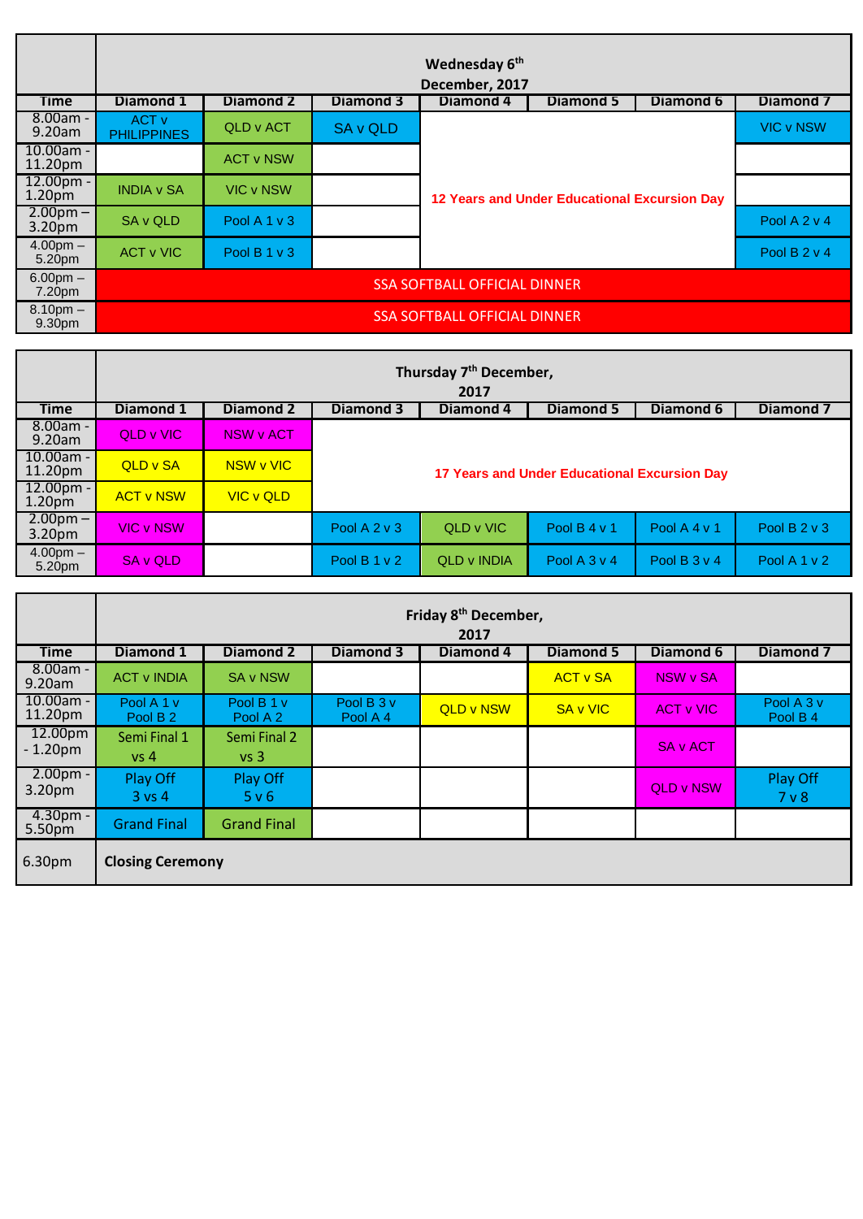| Time | Wednesday 6th December, 2017 | | | | | | |
|---|---|---|---|---|---|---|---|
| | Diamond 1 | Diamond 2 | Diamond 3 | Diamond 4 | Diamond 5 | Diamond 6 | Diamond 7 |
| 8.00am - 9.20am | ACT v PHILIPPINES | QLD v ACT | SA v QLD | 12 Years and Under Educational Excursion Day | | | VIC v NSW |
| 10.00am - 11.20pm | | ACT v NSW | | | | | |
| 12.00pm - 1.20pm | INDIA v SA | VIC v NSW | | | | | |
| 2.00pm – 3.20pm | SA v QLD | Pool A 1 v 3 | | | | | Pool A 2 v 4 |
| 4.00pm – 5.20pm | ACT v VIC | Pool B 1 v 3 | | | | | Pool B 2 v 4 |
| 6.00pm – 7.20pm | SSA SOFTBALL OFFICIAL DINNER | | | | | | |
| 8.10pm – 9.30pm | SSA SOFTBALL OFFICIAL DINNER | | | | | | |

| Time | Thursday 7th December, 2017 | | | | | | |
|---|---|---|---|---|---|---|---|
| | Diamond 1 | Diamond 2 | Diamond 3 | Diamond 4 | Diamond 5 | Diamond 6 | Diamond 7 |
| 8.00am - 9.20am | QLD v VIC | NSW v ACT | 17 Years and Under Educational Excursion Day | | | | |
| 10.00am - 11.20pm | QLD v SA | NSW v VIC | | | | | |
| 12.00pm - 1.20pm | ACT v NSW | VIC v QLD | | | | | |
| 2.00pm – 3.20pm | VIC v NSW | | Pool A 2 v 3 | QLD v VIC | Pool B 4 v 1 | Pool A 4 v 1 | Pool B 2 v 3 |
| 4.00pm – 5.20pm | SA v QLD | | Pool B 1 v 2 | QLD v INDIA | Pool A 3 v 4 | Pool B 3 v 4 | Pool A 1 v 2 |

| Time | Friday 8th December, 2017 | | | | | | |
|---|---|---|---|---|---|---|---|
| | Diamond 1 | Diamond 2 | Diamond 3 | Diamond 4 | Diamond 5 | Diamond 6 | Diamond 7 |
| 8.00am - 9.20am | ACT v INDIA | SA v NSW | | | ACT v SA | NSW v SA | |
| 10.00am - 11.20pm | Pool A 1 v Pool B 2 | Pool B 1 v Pool A 2 | Pool B 3 v Pool A 4 | QLD v NSW | SA v VIC | ACT v VIC | Pool A 3 v Pool B 4 |
| 12.00pm - 1.20pm | Semi Final 1 vs 4 | Semi Final 2 vs 3 | | | | SA v ACT | |
| 2.00pm - 3.20pm | Play Off 3 vs 4 | Play Off 5 v 6 | | | | QLD v NSW | Play Off 7 v 8 |
| 4.30pm - 5.50pm | Grand Final | Grand Final | | | | | |
| 6.30pm | **Closing Ceremony** | | | | | | |